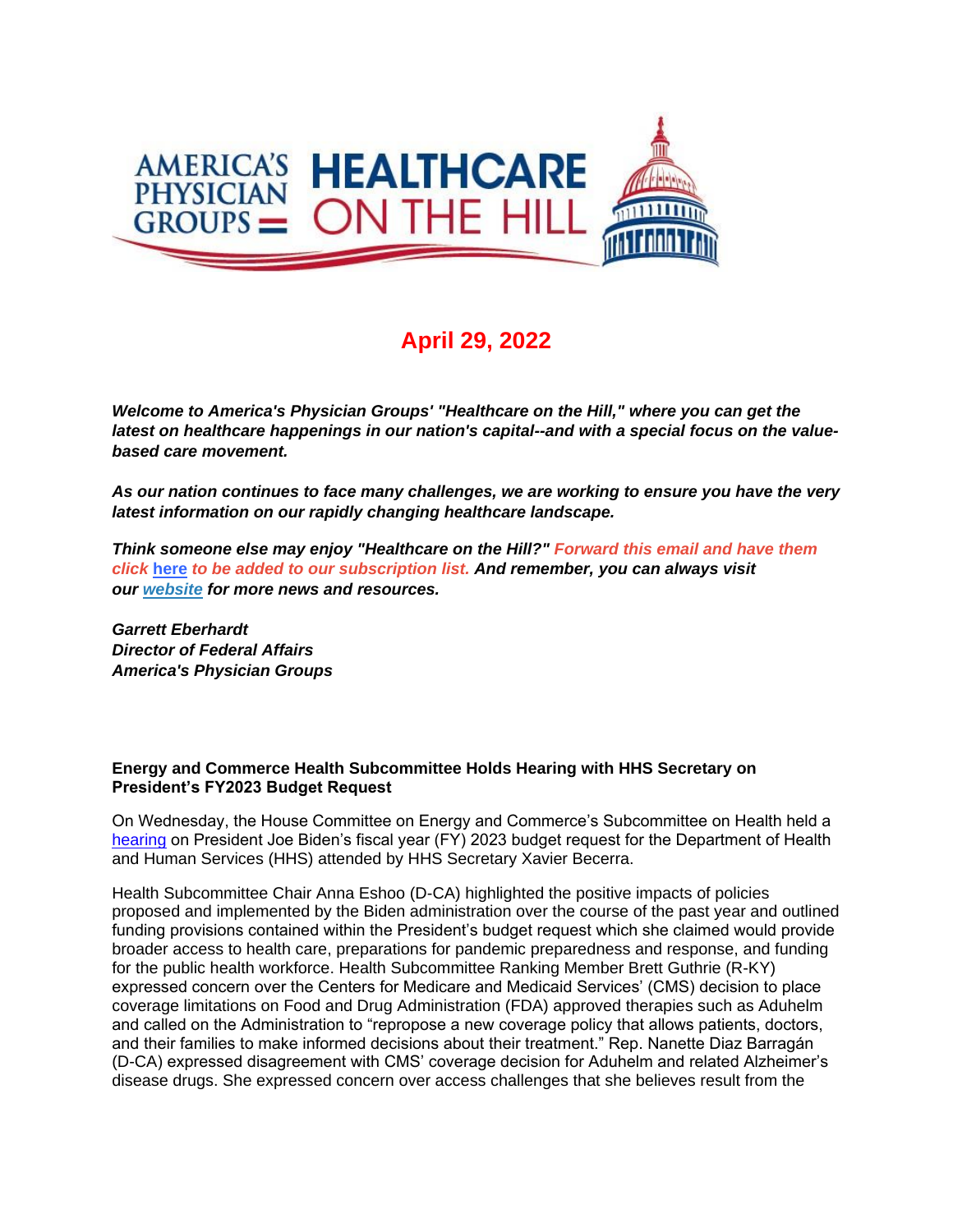AMERICA'S PHYSICIAN GROUPS HEALTHCARE ON THE HILL

## April 29, 2022

***Welcome to America's Physician Groups' "Healthcare on the Hill," where you can get the latest on healthcare happenings in our nation's capital--and with a special focus on the value-based care movement.***

***As our nation continues to face many challenges, we are working to ensure you have the very latest information on our rapidly changing healthcare landscape.***

***Think someone else may enjoy "Healthcare on the Hill?" Forward this email and have them click here to be added to our subscription list. And remember, you can always visit our website for more news and resources.***

***Garrett Eberhardt***
***Director of Federal Affairs***
***America's Physician Groups***

**Energy and Commerce Health Subcommittee Holds Hearing with HHS Secretary on President's FY2023 Budget Request**

On Wednesday, the House Committee on Energy and Commerce's Subcommittee on Health held a hearing on President Joe Biden's fiscal year (FY) 2023 budget request for the Department of Health and Human Services (HHS) attended by HHS Secretary Xavier Becerra.

Health Subcommittee Chair Anna Eshoo (D-CA) highlighted the positive impacts of policies proposed and implemented by the Biden administration over the course of the past year and outlined funding provisions contained within the President's budget request which she claimed would provide broader access to health care, preparations for pandemic preparedness and response, and funding for the public health workforce. Health Subcommittee Ranking Member Brett Guthrie (R-KY) expressed concern over the Centers for Medicare and Medicaid Services' (CMS) decision to place coverage limitations on Food and Drug Administration (FDA) approved therapies such as Aduhelm and called on the Administration to "repropose a new coverage policy that allows patients, doctors, and their families to make informed decisions about their treatment." Rep. Nanette Diaz Barragán (D-CA) expressed disagreement with CMS' coverage decision for Aduhelm and related Alzheimer's disease drugs. She expressed concern over access challenges that she believes result from the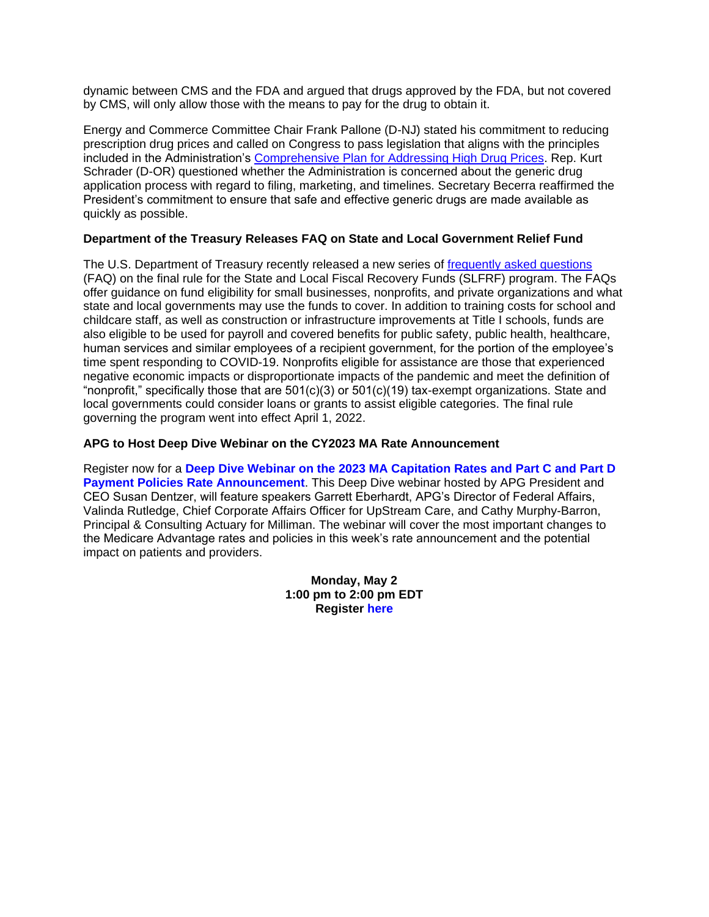dynamic between CMS and the FDA and argued that drugs approved by the FDA, but not covered by CMS, will only allow those with the means to pay for the drug to obtain it.

Energy and Commerce Committee Chair Frank Pallone (D-NJ) stated his commitment to reducing prescription drug prices and called on Congress to pass legislation that aligns with the principles included in the Administration's Comprehensive Plan for Addressing High Drug Prices. Rep. Kurt Schrader (D-OR) questioned whether the Administration is concerned about the generic drug application process with regard to filing, marketing, and timelines. Secretary Becerra reaffirmed the President's commitment to ensure that safe and effective generic drugs are made available as quickly as possible.

**Department of the Treasury Releases FAQ on State and Local Government Relief Fund**

The U.S. Department of Treasury recently released a new series of frequently asked questions (FAQ) on the final rule for the State and Local Fiscal Recovery Funds (SLFRF) program. The FAQs offer guidance on fund eligibility for small businesses, nonprofits, and private organizations and what state and local governments may use the funds to cover. In addition to training costs for school and childcare staff, as well as construction or infrastructure improvements at Title I schools, funds are also eligible to be used for payroll and covered benefits for public safety, public health, healthcare, human services and similar employees of a recipient government, for the portion of the employee's time spent responding to COVID-19. Nonprofits eligible for assistance are those that experienced negative economic impacts or disproportionate impacts of the pandemic and meet the definition of "nonprofit," specifically those that are 501(c)(3) or 501(c)(19) tax-exempt organizations. State and local governments could consider loans or grants to assist eligible categories. The final rule governing the program went into effect April 1, 2022.

**APG to Host Deep Dive Webinar on the CY2023 MA Rate Announcement**

Register now for a **Deep Dive Webinar on the 2023 MA Capitation Rates and Part C and Part D Payment Policies Rate Announcement**. This Deep Dive webinar hosted by APG President and CEO Susan Dentzer, will feature speakers Garrett Eberhardt, APG's Director of Federal Affairs, Valinda Rutledge, Chief Corporate Affairs Officer for UpStream Care, and Cathy Murphy-Barron, Principal & Consulting Actuary for Milliman. The webinar will cover the most important changes to the Medicare Advantage rates and policies in this week's rate announcement and the potential impact on patients and providers.

**Monday, May 2**
**1:00 pm to 2:00 pm EDT**
**Register here**